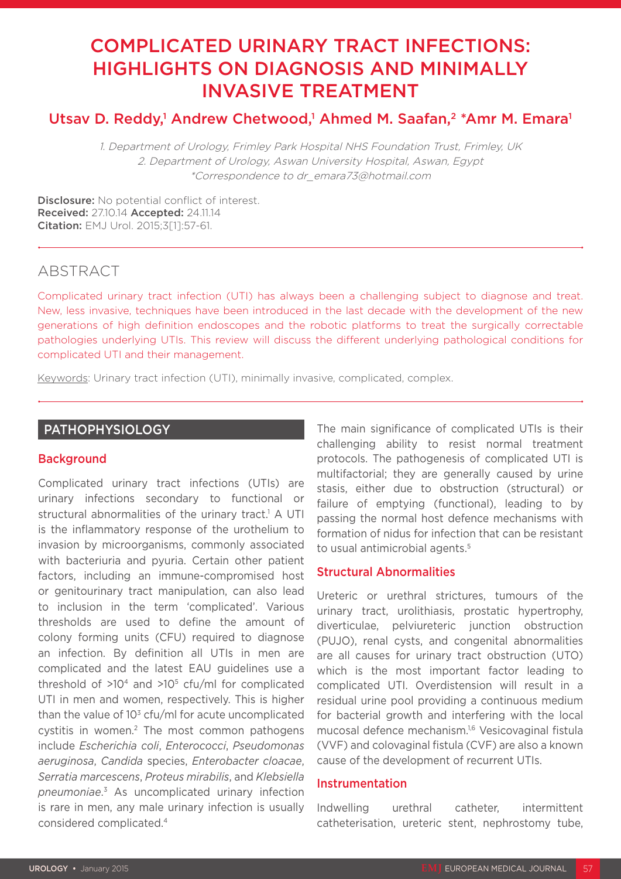# COMPLICATED URINARY TRACT INFECTIONS: HIGHLIGHTS ON DIAGNOSIS AND MINIMALLY INVASIVE TREATMENT

## Utsav D. Reddy,[1] Andrew Chetwood,[1] Ahmed M. Saafan,[2] *Amr M. Emara[1]

1. Department of Urology, Frimley Park Hospital NHS Foundation Trust, Frimley, UK
2. Department of Urology, Aswan University Hospital, Aswan, Egypt
*Correspondence to dr_emara73@hotmail.com

**Disclosure:** No potential conflict of interest.
**Received:** 27.10.14 **Accepted:** 24.11.14
**Citation:** EMJ Urol. 2015;3[1]:57-61.

## ABSTRACT

Complicated urinary tract infection (UTI) has always been a challenging subject to diagnose and treat. New, less invasive, techniques have been introduced in the last decade with the development of the new generations of high definition endoscopes and the robotic platforms to treat the surgically correctable pathologies underlying UTIs. This review will discuss the different underlying pathological conditions for complicated UTI and their management.

Keywords: Urinary tract infection (UTI), minimally invasive, complicated, complex.

## PATHOPHYSIOLOGY

### Background

Complicated urinary tract infections (UTIs) are urinary infections secondary to functional or structural abnormalities of the urinary tract.[1] A UTI is the inflammatory response of the urothelium to invasion by microorganisms, commonly associated with bacteriuria and pyuria. Certain other patient factors, including an immune-compromised host or genitourinary tract manipulation, can also lead to inclusion in the term 'complicated'. Various thresholds are used to define the amount of colony forming units (CFU) required to diagnose an infection. By definition all UTIs in men are complicated and the latest EAU guidelines use a threshold of $>10^4$ and $>10^5$ cfu/ml for complicated UTI in men and women, respectively. This is higher than the value of $10^3$ cfu/ml for acute uncomplicated cystitis in women.[2] The most common pathogens include *Escherichia coli*, *Enterococci*, *Pseudomonas aeruginosa*, *Candida* species, *Enterobacter cloacae*, *Serratia marcescens*, *Proteus mirabilis*, and *Klebsiella pneumoniae*.[3] As uncomplicated urinary infection is rare in men, any male urinary infection is usually considered complicated.[4]

The main significance of complicated UTIs is their challenging ability to resist normal treatment protocols. The pathogenesis of complicated UTI is multifactorial; they are generally caused by urine stasis, either due to obstruction (structural) or failure of emptying (functional), leading to by passing the normal host defence mechanisms with formation of nidus for infection that can be resistant to usual antimicrobial agents.[5]

### Structural Abnormalities

Ureteric or urethral strictures, tumours of the urinary tract, urolithiasis, prostatic hypertrophy, diverticulae, pelviureteric junction obstruction (PUJO), renal cysts, and congenital abnormalities are all causes for urinary tract obstruction (UTO) which is the most important factor leading to complicated UTI. Overdistension will result in a residual urine pool providing a continuous medium for bacterial growth and interfering with the local mucosal defence mechanism.[1,6] Vesicovaginal fistula (VVF) and colovaginal fistula (CVF) are also a known cause of the development of recurrent UTIs.

### Instrumentation

Indwelling urethral catheter, intermittent catheterisation, ureteric stent, nephrostomy tube,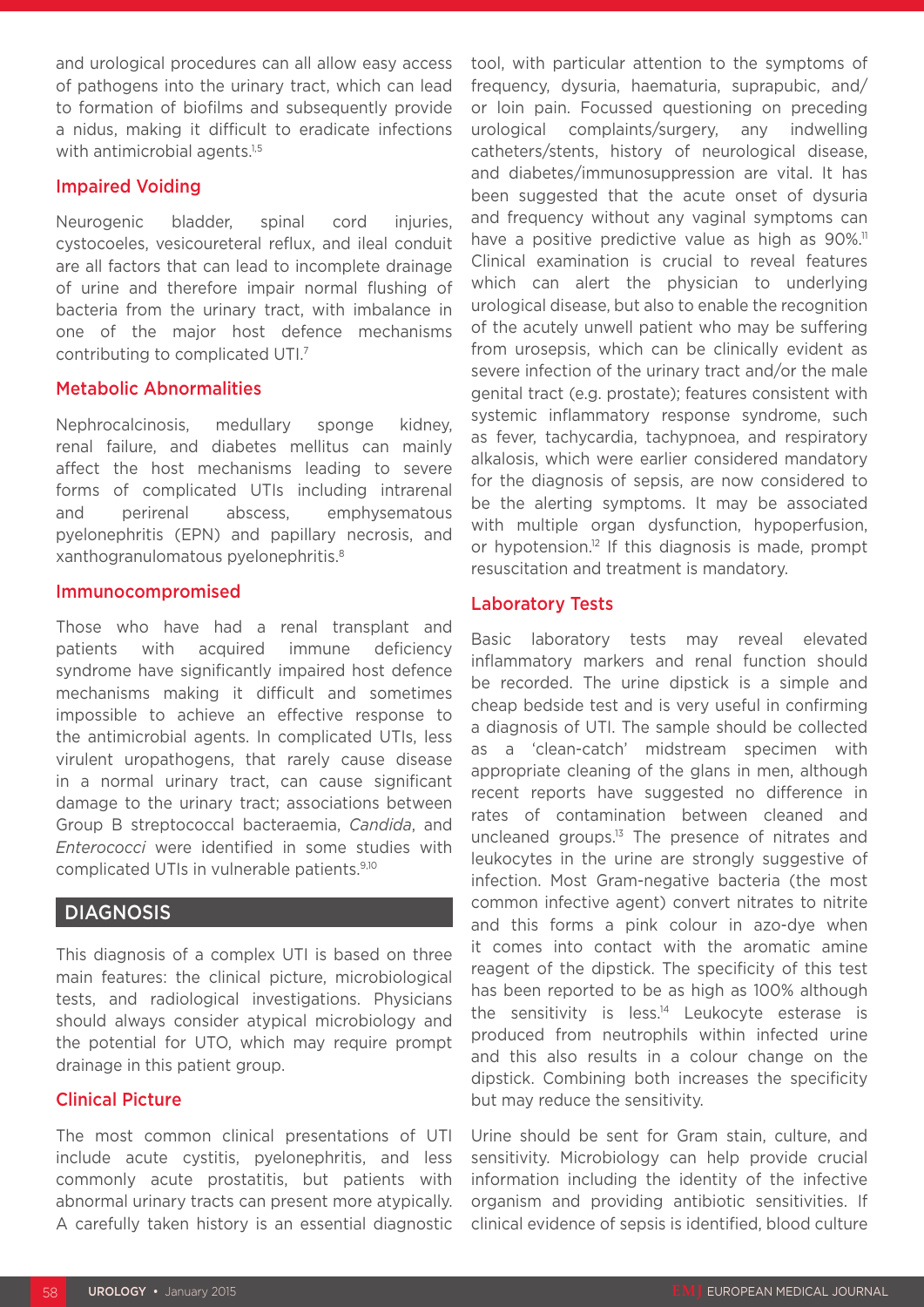and urological procedures can all allow easy access of pathogens into the urinary tract, which can lead to formation of biofilms and subsequently provide a nidus, making it difficult to eradicate infections with antimicrobial agents.[1,5]

### Impaired Voiding

Neurogenic bladder, spinal cord injuries, cystocoeles, vesicoureteral reflux, and ileal conduit are all factors that can lead to incomplete drainage of urine and therefore impair normal flushing of bacteria from the urinary tract, with imbalance in one of the major host defence mechanisms contributing to complicated UTI.[7]

### Metabolic Abnormalities

Nephrocalcinosis, medullary sponge kidney, renal failure, and diabetes mellitus can mainly affect the host mechanisms leading to severe forms of complicated UTIs including intrarenal and perirenal abscess, emphysematous pyelonephritis (EPN) and papillary necrosis, and xanthogranulomatous pyelonephritis.[8]

### Immunocompromised

Those who have had a renal transplant and patients with acquired immune deficiency syndrome have significantly impaired host defence mechanisms making it difficult and sometimes impossible to achieve an effective response to the antimicrobial agents. In complicated UTIs, less virulent uropathogens, that rarely cause disease in a normal urinary tract, can cause significant damage to the urinary tract; associations between Group B streptococcal bacteraemia, *Candida*, and *Enterococci* were identified in some studies with complicated UTIs in vulnerable patients.[9,10]

## DIAGNOSIS

This diagnosis of a complex UTI is based on three main features: the clinical picture, microbiological tests, and radiological investigations. Physicians should always consider atypical microbiology and the potential for UTO, which may require prompt drainage in this patient group.

### Clinical Picture

The most common clinical presentations of UTI include acute cystitis, pyelonephritis, and less commonly acute prostatitis, but patients with abnormal urinary tracts can present more atypically. A carefully taken history is an essential diagnostic tool, with particular attention to the symptoms of frequency, dysuria, haematuria, suprapubic, and/or loin pain. Focussed questioning on preceding urological complaints/surgery, any indwelling catheters/stents, history of neurological disease, and diabetes/immunosuppression are vital. It has been suggested that the acute onset of dysuria and frequency without any vaginal symptoms can have a positive predictive value as high as 90%.[11] Clinical examination is crucial to reveal features which can alert the physician to underlying urological disease, but also to enable the recognition of the acutely unwell patient who may be suffering from urosepsis, which can be clinically evident as severe infection of the urinary tract and/or the male genital tract (e.g. prostate); features consistent with systemic inflammatory response syndrome, such as fever, tachycardia, tachypnoea, and respiratory alkalosis, which were earlier considered mandatory for the diagnosis of sepsis, are now considered to be the alerting symptoms. It may be associated with multiple organ dysfunction, hypoperfusion, or hypotension.[12] If this diagnosis is made, prompt resuscitation and treatment is mandatory.

### Laboratory Tests

Basic laboratory tests may reveal elevated inflammatory markers and renal function should be recorded. The urine dipstick is a simple and cheap bedside test and is very useful in confirming a diagnosis of UTI. The sample should be collected as a 'clean-catch' midstream specimen with appropriate cleaning of the glans in men, although recent reports have suggested no difference in rates of contamination between cleaned and uncleaned groups.[13] The presence of nitrates and leukocytes in the urine are strongly suggestive of infection. Most Gram-negative bacteria (the most common infective agent) convert nitrates to nitrite and this forms a pink colour in azo-dye when it comes into contact with the aromatic amine reagent of the dipstick. The specificity of this test has been reported to be as high as 100% although the sensitivity is less.[14] Leukocyte esterase is produced from neutrophils within infected urine and this also results in a colour change on the dipstick. Combining both increases the specificity but may reduce the sensitivity.

Urine should be sent for Gram stain, culture, and sensitivity. Microbiology can help provide crucial information including the identity of the infective organism and providing antibiotic sensitivities. If clinical evidence of sepsis is identified, blood culture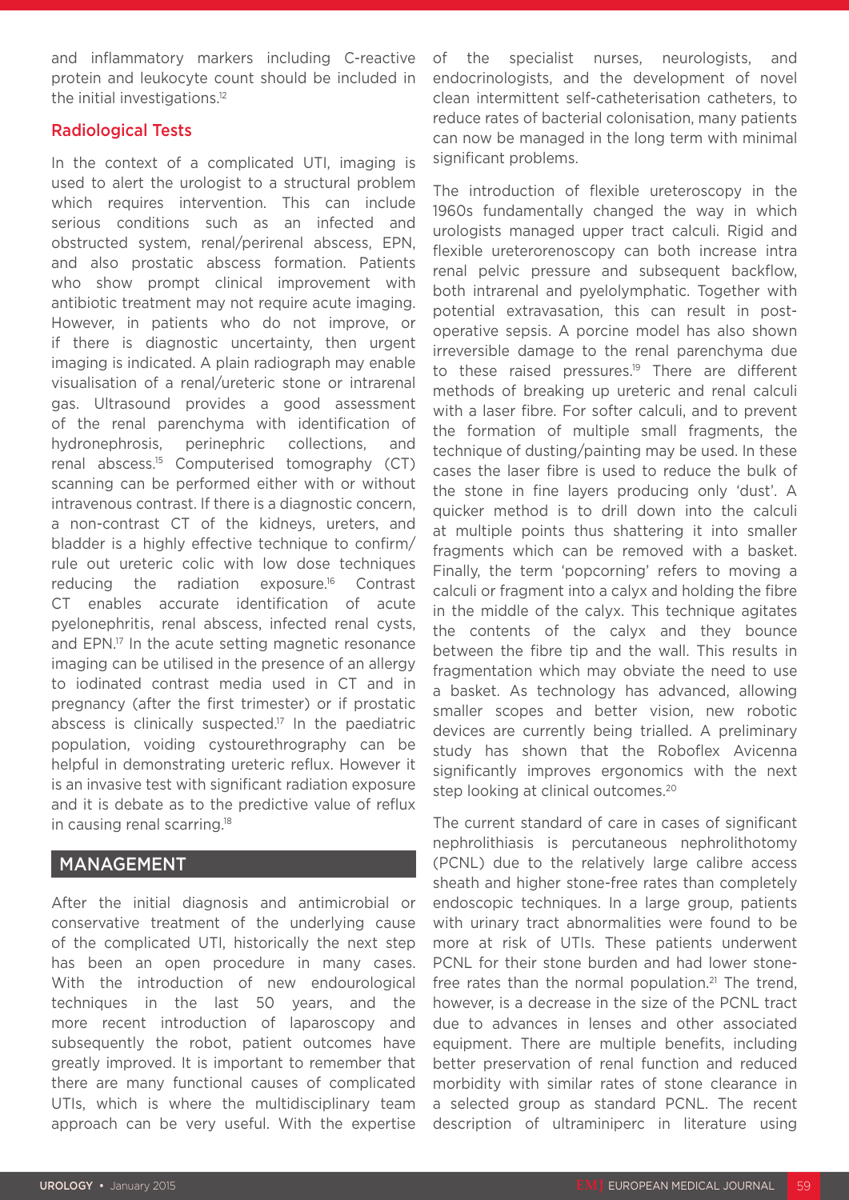and inflammatory markers including C-reactive protein and leukocyte count should be included in the initial investigations.[12]

### Radiological Tests

In the context of a complicated UTI, imaging is used to alert the urologist to a structural problem which requires intervention. This can include serious conditions such as an infected and obstructed system, renal/perirenal abscess, EPN, and also prostatic abscess formation. Patients who show prompt clinical improvement with antibiotic treatment may not require acute imaging. However, in patients who do not improve, or if there is diagnostic uncertainty, then urgent imaging is indicated. A plain radiograph may enable visualisation of a renal/ureteric stone or intrarenal gas. Ultrasound provides a good assessment of the renal parenchyma with identification of hydronephrosis, perinephric collections, and renal abscess.[15] Computerised tomography (CT) scanning can be performed either with or without intravenous contrast. If there is a diagnostic concern, a non-contrast CT of the kidneys, ureters, and bladder is a highly effective technique to confirm/rule out ureteric colic with low dose techniques reducing the radiation exposure.[16] Contrast CT enables accurate identification of acute pyelonephritis, renal abscess, infected renal cysts, and EPN.[17] In the acute setting magnetic resonance imaging can be utilised in the presence of an allergy to iodinated contrast media used in CT and in pregnancy (after the first trimester) or if prostatic abscess is clinically suspected.[17] In the paediatric population, voiding cystourethrography can be helpful in demonstrating ureteric reflux. However it is an invasive test with significant radiation exposure and it is debate as to the predictive value of reflux in causing renal scarring.[18]

## MANAGEMENT

After the initial diagnosis and antimicrobial or conservative treatment of the underlying cause of the complicated UTI, historically the next step has been an open procedure in many cases. With the introduction of new endourological techniques in the last 50 years, and the more recent introduction of laparoscopy and subsequently the robot, patient outcomes have greatly improved. It is important to remember that there are many functional causes of complicated UTIs, which is where the multidisciplinary team approach can be very useful. With the expertise of the specialist nurses, neurologists, and endocrinologists, and the development of novel clean intermittent self-catheterisation catheters, to reduce rates of bacterial colonisation, many patients can now be managed in the long term with minimal significant problems.

The introduction of flexible ureteroscopy in the 1960s fundamentally changed the way in which urologists managed upper tract calculi. Rigid and flexible ureterorenoscopy can both increase intra renal pelvic pressure and subsequent backflow, both intrarenal and pyelolymphatic. Together with potential extravasation, this can result in post-operative sepsis. A porcine model has also shown irreversible damage to the renal parenchyma due to these raised pressures.[19] There are different methods of breaking up ureteric and renal calculi with a laser fibre. For softer calculi, and to prevent the formation of multiple small fragments, the technique of dusting/painting may be used. In these cases the laser fibre is used to reduce the bulk of the stone in fine layers producing only 'dust'. A quicker method is to drill down into the calculi at multiple points thus shattering it into smaller fragments which can be removed with a basket. Finally, the term 'popcorning' refers to moving a calculi or fragment into a calyx and holding the fibre in the middle of the calyx. This technique agitates the contents of the calyx and they bounce between the fibre tip and the wall. This results in fragmentation which may obviate the need to use a basket. As technology has advanced, allowing smaller scopes and better vision, new robotic devices are currently being trialled. A preliminary study has shown that the Roboflex Avicenna significantly improves ergonomics with the next step looking at clinical outcomes.[20]

The current standard of care in cases of significant nephrolithiasis is percutaneous nephrolithotomy (PCNL) due to the relatively large calibre access sheath and higher stone-free rates than completely endoscopic techniques. In a large group, patients with urinary tract abnormalities were found to be more at risk of UTIs. These patients underwent PCNL for their stone burden and had lower stone-free rates than the normal population.[21] The trend, however, is a decrease in the size of the PCNL tract due to advances in lenses and other associated equipment. There are multiple benefits, including better preservation of renal function and reduced morbidity with similar rates of stone clearance in a selected group as standard PCNL. The recent description of ultraminiperc in literature using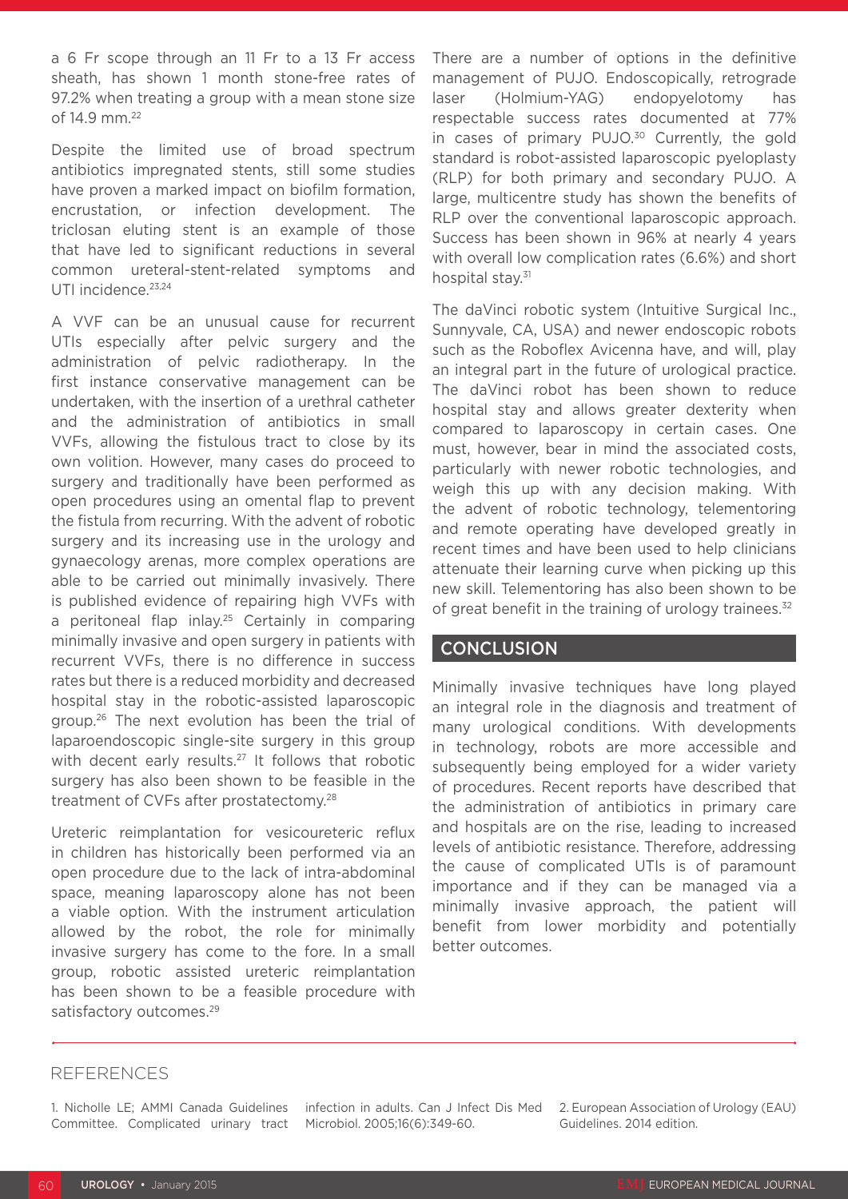a 6 Fr scope through an 11 Fr to a 13 Fr access sheath, has shown 1 month stone-free rates of 97.2% when treating a group with a mean stone size of 14.9 mm.[22]

Despite the limited use of broad spectrum antibiotics impregnated stents, still some studies have proven a marked impact on biofilm formation, encrustation, or infection development. The triclosan eluting stent is an example of those that have led to significant reductions in several common ureteral-stent-related symptoms and UTI incidence.[23,24]

A VVF can be an unusual cause for recurrent UTIs especially after pelvic surgery and the administration of pelvic radiotherapy. In the first instance conservative management can be undertaken, with the insertion of a urethral catheter and the administration of antibiotics in small VVFs, allowing the fistulous tract to close by its own volition. However, many cases do proceed to surgery and traditionally have been performed as open procedures using an omental flap to prevent the fistula from recurring. With the advent of robotic surgery and its increasing use in the urology and gynaecology arenas, more complex operations are able to be carried out minimally invasively. There is published evidence of repairing high VVFs with a peritoneal flap inlay.[25] Certainly in comparing minimally invasive and open surgery in patients with recurrent VVFs, there is no difference in success rates but there is a reduced morbidity and decreased hospital stay in the robotic-assisted laparoscopic group.[26] The next evolution has been the trial of laparoendoscopic single-site surgery in this group with decent early results.[27] It follows that robotic surgery has also been shown to be feasible in the treatment of CVFs after prostatectomy.[28]

Ureteric reimplantation for vesicoureteric reflux in children has historically been performed via an open procedure due to the lack of intra-abdominal space, meaning laparoscopy alone has not been a viable option. With the instrument articulation allowed by the robot, the role for minimally invasive surgery has come to the fore. In a small group, robotic assisted ureteric reimplantation has been shown to be a feasible procedure with satisfactory outcomes.[29]

There are a number of options in the definitive management of PUJO. Endoscopically, retrograde laser (Holmium-YAG) endopyelotomy has respectable success rates documented at 77% in cases of primary PUJO.[30] Currently, the gold standard is robot-assisted laparoscopic pyeloplasty (RLP) for both primary and secondary PUJO. A large, multicentre study has shown the benefits of RLP over the conventional laparoscopic approach. Success has been shown in 96% at nearly 4 years with overall low complication rates (6.6%) and short hospital stay.[31]

The daVinci robotic system (Intuitive Surgical Inc., Sunnyvale, CA, USA) and newer endoscopic robots such as the Roboflex Avicenna have, and will, play an integral part in the future of urological practice. The daVinci robot has been shown to reduce hospital stay and allows greater dexterity when compared to laparoscopy in certain cases. One must, however, bear in mind the associated costs, particularly with newer robotic technologies, and weigh this up with any decision making. With the advent of robotic technology, telementoring and remote operating have developed greatly in recent times and have been used to help clinicians attenuate their learning curve when picking up this new skill. Telementoring has also been shown to be of great benefit in the training of urology trainees.[32]

## CONCLUSION

Minimally invasive techniques have long played an integral role in the diagnosis and treatment of many urological conditions. With developments in technology, robots are more accessible and subsequently being employed for a wider variety of procedures. Recent reports have described that the administration of antibiotics in primary care and hospitals are on the rise, leading to increased levels of antibiotic resistance. Therefore, addressing the cause of complicated UTIs is of paramount importance and if they can be managed via a minimally invasive approach, the patient will benefit from lower morbidity and potentially better outcomes.

## REFERENCES

1. Nicholle LE; AMMI Canada Guidelines Committee. Complicated urinary tract infection in adults. Can J Infect Dis Med Microbiol. 2005;16(6):349-60.

2. European Association of Urology (EAU) Guidelines. 2014 edition.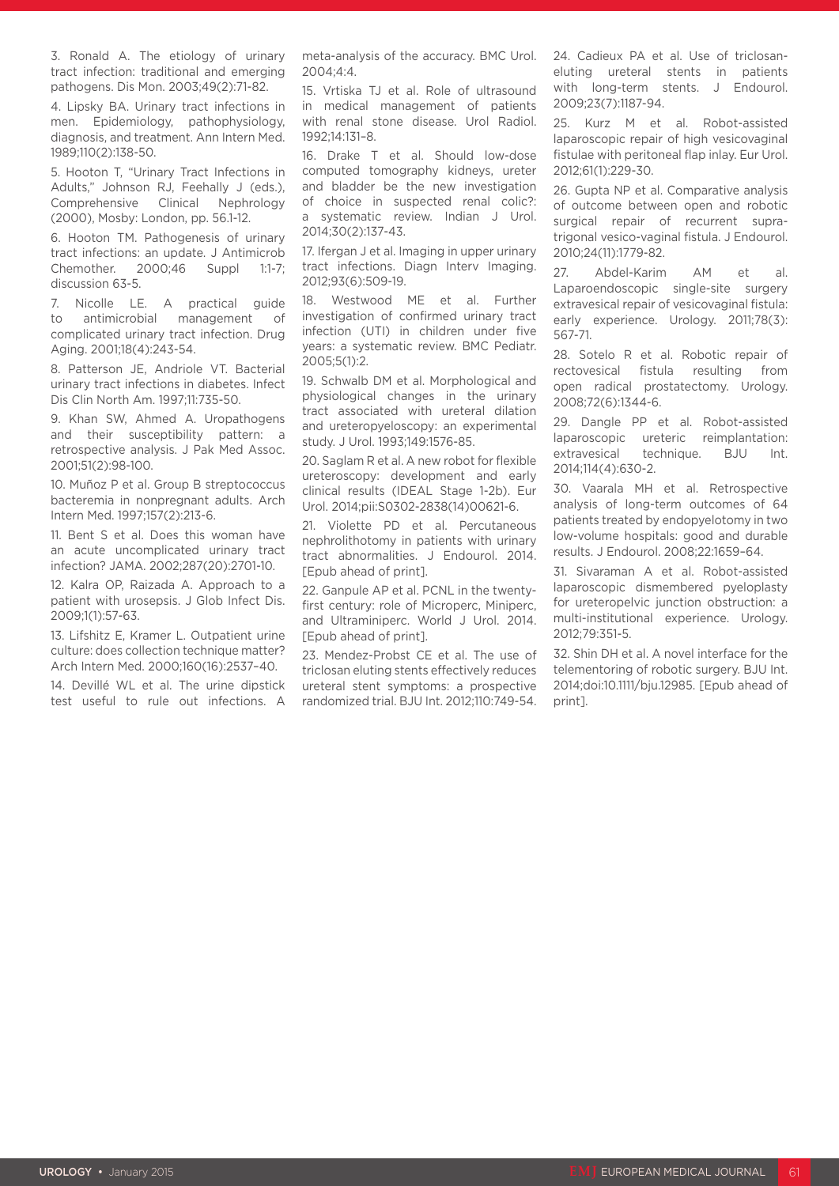3. Ronald A. The etiology of urinary tract infection: traditional and emerging pathogens. Dis Mon. 2003;49(2):71-82.

4. Lipsky BA. Urinary tract infections in men. Epidemiology, pathophysiology, diagnosis, and treatment. Ann Intern Med. 1989;110(2):138-50.

5. Hooton T, "Urinary Tract Infections in Adults," Johnson RJ, Feehally J (eds.), Comprehensive Clinical Nephrology (2000), Mosby: London, pp. 56.1-12.

6. Hooton TM. Pathogenesis of urinary tract infections: an update. J Antimicrob Chemother. 2000;46 Suppl 1:1-7; discussion 63-5.

7. Nicolle LE. A practical guide to antimicrobial management of complicated urinary tract infection. Drug Aging. 2001;18(4):243-54.

8. Patterson JE, Andriole VT. Bacterial urinary tract infections in diabetes. Infect Dis Clin North Am. 1997;11:735-50.

9. Khan SW, Ahmed A. Uropathogens and their susceptibility pattern: a retrospective analysis. J Pak Med Assoc. 2001;51(2):98-100.

10. Muñoz P et al. Group B streptococcus bacteremia in nonpregnant adults. Arch Intern Med. 1997;157(2):213-6.

11. Bent S et al. Does this woman have an acute uncomplicated urinary tract infection? JAMA. 2002;287(20):2701-10.

12. Kalra OP, Raizada A. Approach to a patient with urosepsis. J Glob Infect Dis. 2009;1(1):57-63.

13. Lifshitz E, Kramer L. Outpatient urine culture: does collection technique matter? Arch Intern Med. 2000;160(16):2537–40.

14. Devillé WL et al. The urine dipstick test useful to rule out infections. A meta-analysis of the accuracy. BMC Urol. 2004;4:4.

15. Vrtiska TJ et al. Role of ultrasound in medical management of patients with renal stone disease. Urol Radiol. 1992;14:131–8.

16. Drake T et al. Should low-dose computed tomography kidneys, ureter and bladder be the new investigation of choice in suspected renal colic?: a systematic review. Indian J Urol. 2014;30(2):137-43.

17. Ifergan J et al. Imaging in upper urinary tract infections. Diagn Interv Imaging. 2012;93(6):509-19.

18. Westwood ME et al. Further investigation of confirmed urinary tract infection (UTI) in children under five years: a systematic review. BMC Pediatr. 2005;5(1):2.

19. Schwalb DM et al. Morphological and physiological changes in the urinary tract associated with ureteral dilation and ureteropyeloscopy: an experimental study. J Urol. 1993;149:1576-85.

20. Saglam R et al. A new robot for flexible ureteroscopy: development and early clinical results (IDEAL Stage 1-2b). Eur Urol. 2014;pii:S0302-2838(14)00621-6.

21. Violette PD et al. Percutaneous nephrolithotomy in patients with urinary tract abnormalities. J Endourol. 2014. [Epub ahead of print].

22. Ganpule AP et al. PCNL in the twenty-first century: role of Microperc, Miniperc, and Ultraminiperc. World J Urol. 2014. [Epub ahead of print].

23. Mendez-Probst CE et al. The use of triclosan eluting stents effectively reduces ureteral stent symptoms: a prospective randomized trial. BJU Int. 2012;110:749-54.

24. Cadieux PA et al. Use of triclosan-eluting ureteral stents in patients with long-term stents. J Endourol. 2009;23(7):1187-94.

25. Kurz M et al. Robot-assisted laparoscopic repair of high vesicovaginal fistulae with peritoneal flap inlay. Eur Urol. 2012;61(1):229-30.

26. Gupta NP et al. Comparative analysis of outcome between open and robotic surgical repair of recurrent supra-trigonal vesico-vaginal fistula. J Endourol. 2010;24(11):1779-82.

27. Abdel-Karim AM et al. Laparoendoscopic single-site surgery extravesical repair of vesicovaginal fistula: early experience. Urology. 2011;78(3): 567-71.

28. Sotelo R et al. Robotic repair of rectovesical fistula resulting from open radical prostatectomy. Urology. 2008;72(6):1344-6.

29. Dangle PP et al. Robot-assisted laparoscopic ureteric reimplantation: extravesical technique. BJU Int. 2014;114(4):630-2.

30. Vaarala MH et al. Retrospective analysis of long-term outcomes of 64 patients treated by endopyelotomy in two low-volume hospitals: good and durable results. J Endourol. 2008;22:1659–64.

31. Sivaraman A et al. Robot-assisted laparoscopic dismembered pyeloplasty for ureteropelvic junction obstruction: a multi-institutional experience. Urology. 2012;79:351-5.

32. Shin DH et al. A novel interface for the telementoring of robotic surgery. BJU Int. 2014;doi:10.1111/bju.12985. [Epub ahead of print].